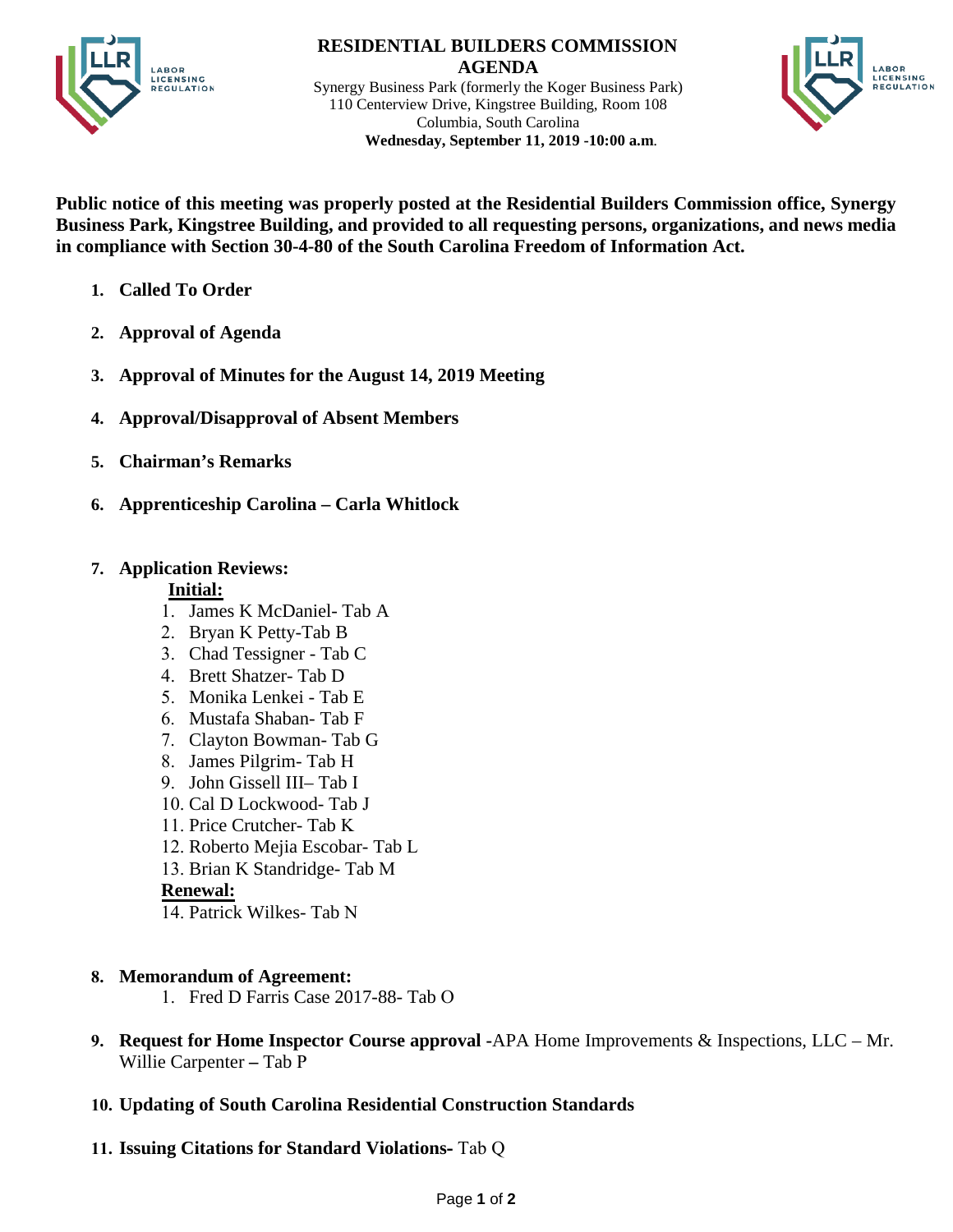# RESIDENTIAL BUILDERS COMMISSION
# AGENDA

Synergy Business Park (formerly the Koger Business Park)
110 Centerview Drive, Kingstree Building, Room 108
Columbia, South Carolina
**Wednesday, September 11, 2019 -10:00 a.m.**

**Public notice of this meeting was properly posted at the Residential Builders Commission office, Synergy Business Park, Kingstree Building, and provided to all requesting persons, organizations, and news media in compliance with Section 30-4-80 of the South Carolina Freedom of Information Act.**

1. **Called To Order**
2. **Approval of Agenda**
3. **Approval of Minutes for the August 14, 2019 Meeting**
4. **Approval/Disapproval of Absent Members**
5. **Chairman's Remarks**
6. **Apprenticeship Carolina – Carla Whitlock**
7. **Application Reviews:**

   **Initial:**
   1. James K McDaniel- Tab A
   2. Bryan K Petty-Tab B
   3. Chad Tessigner - Tab C
   4. Brett Shatzer- Tab D
   5. Monika Lenkei - Tab E
   6. Mustafa Shaban- Tab F
   7. Clayton Bowman- Tab G
   8. James Pilgrim- Tab H
   9. John Gissell III– Tab I
   10. Cal D Lockwood- Tab J
   11. Price Crutcher- Tab K
   12. Roberto Mejia Escobar- Tab L
   13. Brian K Standridge- Tab M

   **Renewal:**

   14. Patrick Wilkes- Tab N

8. **Memorandum of Agreement:**
   1. Fred D Farris Case 2017-88- Tab O
9. **Request for Home Inspector Course approval -**APA Home Improvements & Inspections, LLC – Mr. Willie Carpenter **–** Tab P
10. **Updating of South Carolina Residential Construction Standards**
11. **Issuing Citations for Standard Violations-** Tab Q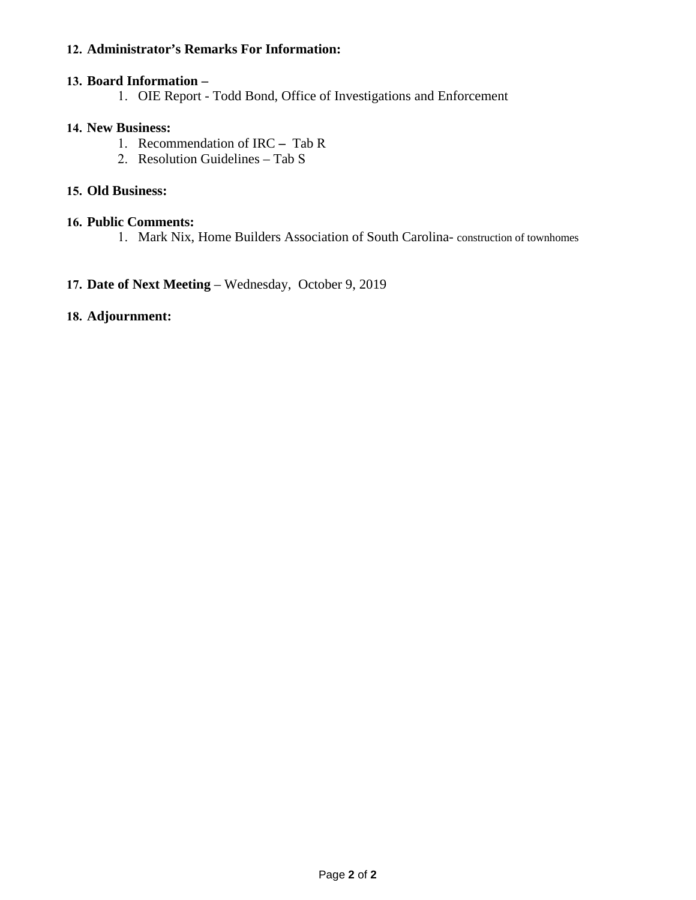**12. Administrator's Remarks For Information:**

**13. Board Information –**

1. OIE Report - Todd Bond, Office of Investigations and Enforcement

**14. New Business:**

1. Recommendation of IRC – Tab R
2. Resolution Guidelines – Tab S

**15. Old Business:**

**16. Public Comments:**

1. Mark Nix, Home Builders Association of South Carolina- construction of townhomes

**17. Date of Next Meeting** – Wednesday, October 9, 2019

**18. Adjournment:**